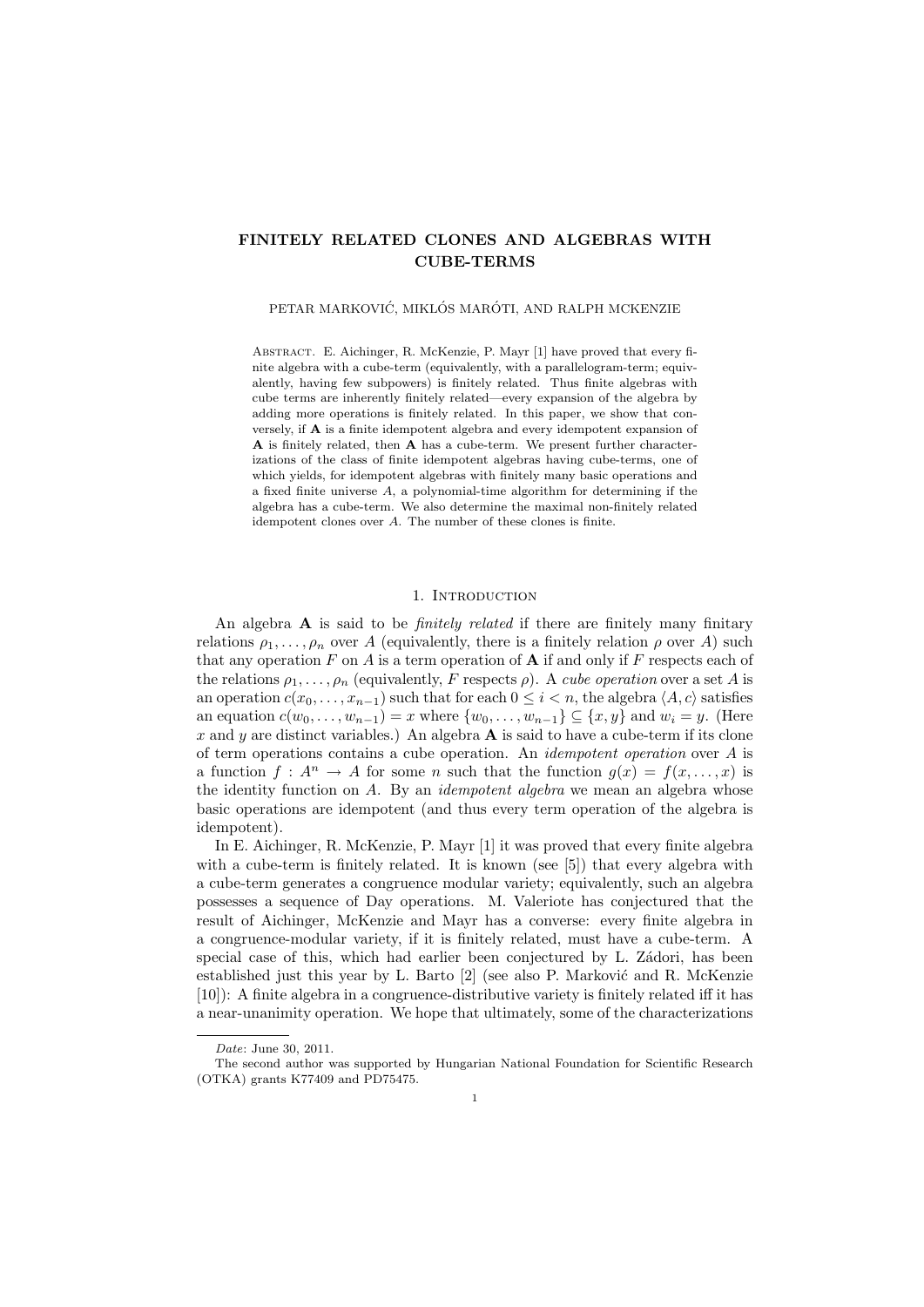# FINITELY RELATED CLONES AND ALGEBRAS WITH CUBE-TERMS

PETAR MARKOVIĆ, MIKLÓS MARÓTI, AND RALPH MCKENZIE

Abstract. E. Aichinger, R. McKenzie, P. Mayr [1] have proved that every finite algebra with a cube-term (equivalently, with a parallelogram-term; equivalently, having few subpowers) is finitely related. Thus finite algebras with cube terms are inherently finitely related—every expansion of the algebra by adding more operations is finitely related. In this paper, we show that conversely, if $\mathbf{A}$ is a finite idempotent algebra and every idempotent expansion of $\mathbf{A}$ is finitely related, then $\mathbf{A}$ has a cube-term. We present further characterizations of the class of finite idempotent algebras having cube-terms, one of which yields, for idempotent algebras with finitely many basic operations and a fixed finite universe $A$, a polynomial-time algorithm for determining if the algebra has a cube-term. We also determine the maximal non-finitely related idempotent clones over $A$. The number of these clones is finite.

## 1. Introduction

An algebra $\mathbf{A}$ is said to be *finitely related* if there are finitely many finitary relations $\rho_1, \ldots, \rho_n$ over $A$ (equivalently, there is a finitely relation $\rho$ over $A$) such that any operation $F$ on $A$ is a term operation of $\mathbf{A}$ if and only if $F$ respects each of the relations $\rho_1, \ldots, \rho_n$ (equivalently, $F$ respects $\rho$). A *cube operation* over a set $A$ is an operation $c(x_0, \ldots, x_{n-1})$ such that for each $0 \leq i < n$, the algebra $\langle A, c \rangle$ satisfies an equation $c(w_0, \ldots, w_{n-1}) = x$ where $\{w_0, \ldots, w_{n-1}\} \subseteq \{x, y\}$ and $w_i = y$. (Here $x$ and $y$ are distinct variables.) An algebra $\mathbf{A}$ is said to have a cube-term if its clone of term operations contains a cube operation. An *idempotent operation* over $A$ is a function $f : A^n \to A$ for some $n$ such that the function $g(x) = f(x, \ldots, x)$ is the identity function on $A$. By an *idempotent algebra* we mean an algebra whose basic operations are idempotent (and thus every term operation of the algebra is idempotent).

In E. Aichinger, R. McKenzie, P. Mayr [1] it was proved that every finite algebra with a cube-term is finitely related. It is known (see [5]) that every algebra with a cube-term generates a congruence modular variety; equivalently, such an algebra possesses a sequence of Day operations. M. Valeriote has conjectured that the result of Aichinger, McKenzie and Mayr has a converse: every finite algebra in a congruence-modular variety, if it is finitely related, must have a cube-term. A special case of this, which had earlier been conjectured by L. Zádori, has been established just this year by L. Barto [2] (see also P. Marković and R. McKenzie [10]): A finite algebra in a congruence-distributive variety is finitely related iff it has a near-unanimity operation. We hope that ultimately, some of the characterizations

*Date*: June 30, 2011.

The second author was supported by Hungarian National Foundation for Scientific Research (OTKA) grants K77409 and PD75475.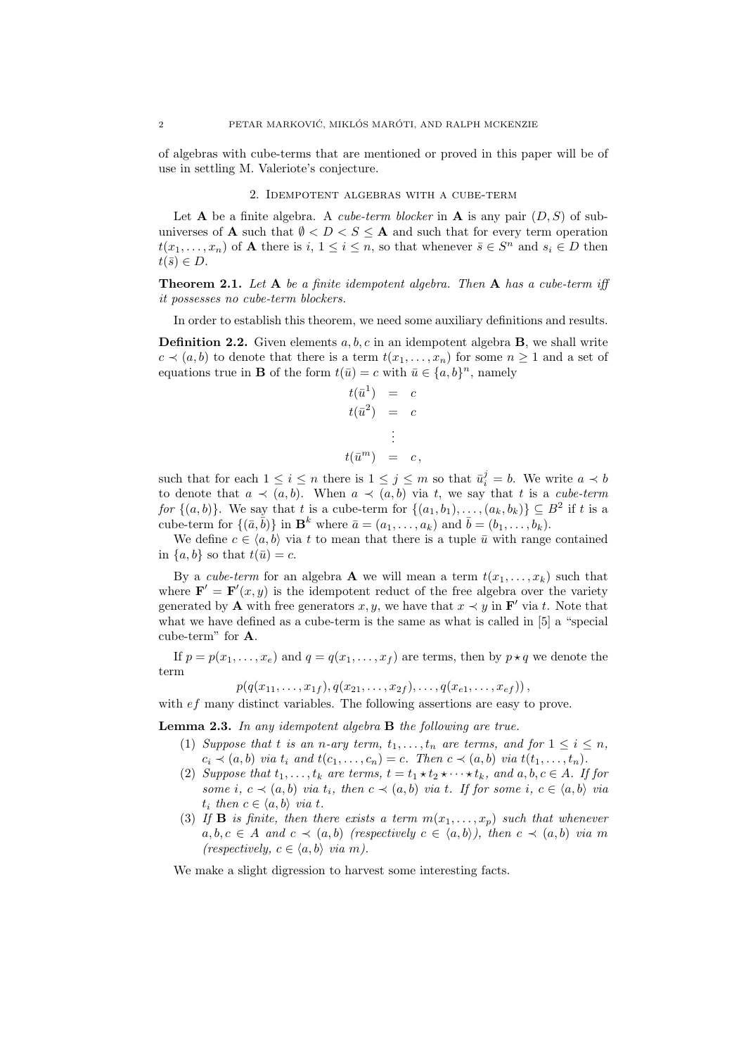of algebras with cube-terms that are mentioned or proved in this paper will be of use in settling M. Valeriote's conjecture.

## 2. Idempotent algebras with a cube-term

Let $\mathbf{A}$ be a finite algebra. A *cube-term blocker* in $\mathbf{A}$ is any pair $(D, S)$ of subuniverses of $\mathbf{A}$ such that $\emptyset < D < S \leq \mathbf{A}$ and such that for every term operation $t(x_1, \ldots, x_n)$ of $\mathbf{A}$ there is $i$, $1 \leq i \leq n$, so that whenever $\bar{s} \in S^n$ and $s_i \in D$ then $t(\bar{s}) \in D$.

**Theorem 2.1.** *Let $\mathbf{A}$ be a finite idempotent algebra. Then $\mathbf{A}$ has a cube-term iff it possesses no cube-term blockers.*

In order to establish this theorem, we need some auxiliary definitions and results.

**Definition 2.2.** Given elements $a, b, c$ in an idempotent algebra $\mathbf{B}$, we shall write $c \prec (a, b)$ to denote that there is a term $t(x_1, \ldots, x_n)$ for some $n \geq 1$ and a set of equations true in $\mathbf{B}$ of the form $t(\bar{u}) = c$ with $\bar{u} \in \{a, b\}^n$, namely

$$
\begin{aligned}
t(\bar{u}^1) &= c \\
t(\bar{u}^2) &= c \\
&\vdots \\
t(\bar{u}^m) &= c\,,
\end{aligned}
$$

such that for each $1 \leq i \leq n$ there is $1 \leq j \leq m$ so that $\bar{u}^j_i = b$. We write $a \prec b$ to denote that $a \prec (a, b)$. When $a \prec (a, b)$ via $t$, we say that $t$ is a *cube-term for* $\{(a, b)\}$. We say that $t$ is a cube-term for $\{(a_1, b_1), \ldots, (a_k, b_k)\} \subseteq B^2$ if $t$ is a cube-term for $\{(\bar{a}, \bar{b})\}$ in $\mathbf{B}^k$ where $\bar{a} = (a_1, \ldots, a_k)$ and $\bar{b} = (b_1, \ldots, b_k)$.

We define $c \in \langle a, b \rangle$ via $t$ to mean that there is a tuple $\bar{u}$ with range contained in $\{a, b\}$ so that $t(\bar{u}) = c$.

By a *cube-term* for an algebra $\mathbf{A}$ we will mean a term $t(x_1, \ldots, x_k)$ such that where $\mathbf{F}' = \mathbf{F}'(x, y)$ is the idempotent reduct of the free algebra over the variety generated by $\mathbf{A}$ with free generators $x, y$, we have that $x \prec y$ in $\mathbf{F}'$ via $t$. Note that what we have defined as a cube-term is the same as what is called in [5] a "special cube-term" for $\mathbf{A}$.

If $p = p(x_1, \ldots, x_e)$ and $q = q(x_1, \ldots, x_f)$ are terms, then by $p \star q$ we denote the term

$$p(q(x_{11}, \ldots, x_{1f}), q(x_{21}, \ldots, x_{2f}), \ldots, q(x_{e1}, \ldots, x_{ef}))\,,$$

with $ef$ many distinct variables. The following assertions are easy to prove.

**Lemma 2.3.** *In any idempotent algebra $\mathbf{B}$ the following are true.*

1. *Suppose that $t$ is an $n$-ary term, $t_1, \ldots, t_n$ are terms, and for $1 \leq i \leq n$, $c_i \prec (a, b)$ via $t_i$ and $t(c_1, \ldots, c_n) = c$. Then $c \prec (a, b)$ via $t(t_1, \ldots, t_n)$.*
2. *Suppose that $t_1, \ldots, t_k$ are terms, $t = t_1 \star t_2 \star \cdots \star t_k$, and $a, b, c \in A$. If for some $i$, $c \prec (a, b)$ via $t_i$, then $c \prec (a, b)$ via $t$. If for some $i$, $c \in \langle a, b \rangle$ via $t_i$ then $c \in \langle a, b \rangle$ via $t$.*
3. *If $\mathbf{B}$ is finite, then there exists a term $m(x_1, \ldots, x_p)$ such that whenever $a, b, c \in A$ and $c \prec (a, b)$ (respectively $c \in \langle a, b \rangle$), then $c \prec (a, b)$ via $m$ (respectively, $c \in \langle a, b \rangle$ via $m$).*

We make a slight digression to harvest some interesting facts.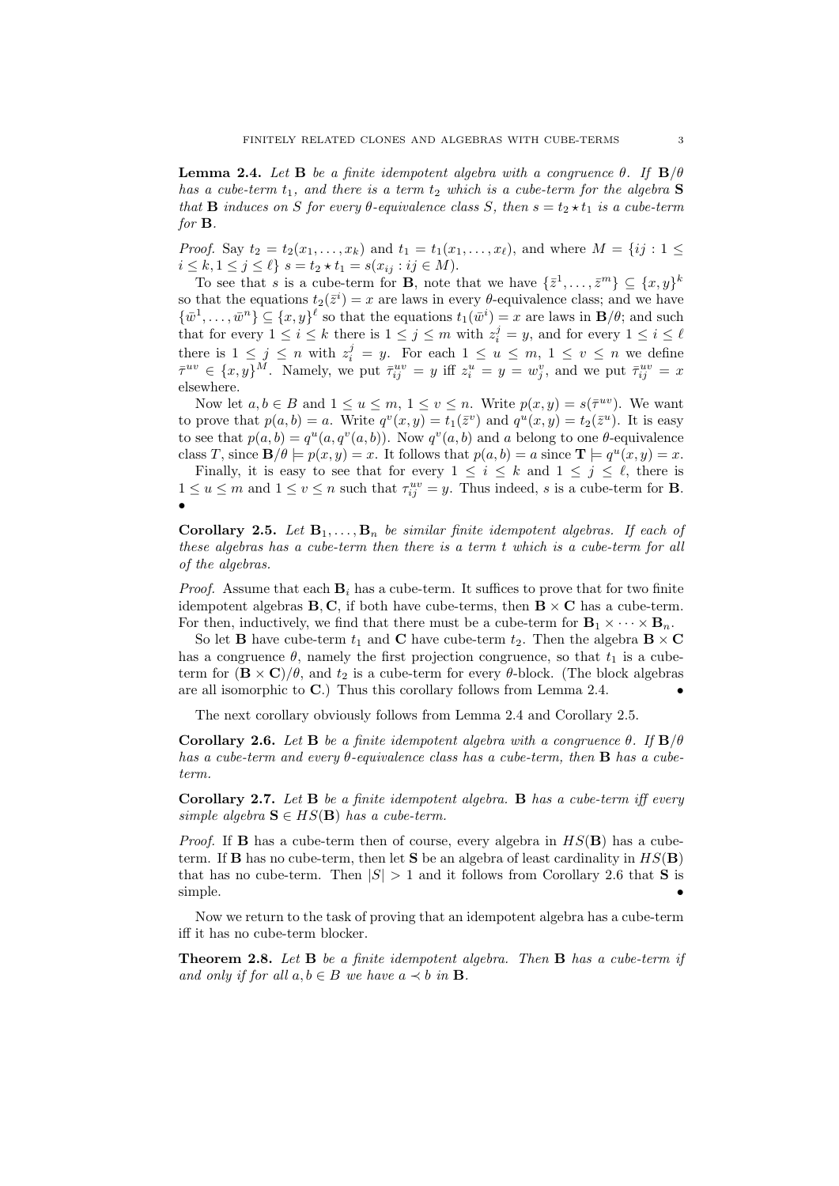**Lemma 2.4.** *Let* $\mathbf{B}$ *be a finite idempotent algebra with a congruence* $\theta$*. If* $\mathbf{B}/\theta$ *has a cube-term* $t_1$*, and there is a term* $t_2$ *which is a cube-term for the algebra* $\mathbf{S}$ *that* $\mathbf{B}$ *induces on* $S$ *for every* $\theta$*-equivalence class* $S$*, then* $s = t_2 \star t_1$ *is a cube-term for* $\mathbf{B}$*.*

*Proof.* Say $t_2 = t_2(x_1, \ldots, x_k)$ and $t_1 = t_1(x_1, \ldots, x_\ell)$, and where $M = \{ij : 1 \leq i \leq k, 1 \leq j \leq \ell\}$ $s = t_2 \star t_1 = s(x_{ij} : ij \in M)$.

To see that $s$ is a cube-term for $\mathbf{B}$, note that we have $\{\bar{z}^1, \ldots, \bar{z}^m\} \subseteq \{x, y\}^k$ so that the equations $t_2(\bar{z}^i) = x$ are laws in every $\theta$-equivalence class; and we have $\{\bar{w}^1, \ldots, \bar{w}^n\} \subseteq \{x, y\}^\ell$ so that the equations $t_1(\bar{w}^i) = x$ are laws in $\mathbf{B}/\theta$; and such that for every $1 \leq i \leq k$ there is $1 \leq j \leq m$ with $z_i^j = y$, and for every $1 \leq i \leq \ell$ there is $1 \leq j \leq n$ with $z_i^j = y$. For each $1 \leq u \leq m$, $1 \leq v \leq n$ we define $\bar{\tau}^{uv} \in \{x, y\}^M$. Namely, we put $\bar{\tau}_{ij}^{uv} = y$ iff $z_i^u = y = w_j^v$, and we put $\bar{\tau}_{ij}^{uv} = x$ elsewhere.

Now let $a, b \in B$ and $1 \leq u \leq m$, $1 \leq v \leq n$. Write $p(x, y) = s(\bar{\tau}^{uv})$. We want to prove that $p(a, b) = a$. Write $q^v(x, y) = t_1(\bar{z}^v)$ and $q^u(x, y) = t_2(\bar{z}^u)$. It is easy to see that $p(a, b) = q^u(a, q^v(a, b))$. Now $q^v(a, b)$ and $a$ belong to one $\theta$-equivalence class $T$, since $\mathbf{B}/\theta \models p(x, y) = x$. It follows that $p(a, b) = a$ since $\mathbf{T} \models q^u(x, y) = x$.

Finally, it is easy to see that for every $1 \leq i \leq k$ and $1 \leq j \leq \ell$, there is $1 \leq u \leq m$ and $1 \leq v \leq n$ such that $\tau_{ij}^{uv} = y$. Thus indeed, $s$ is a cube-term for $\mathbf{B}$. •

**Corollary 2.5.** *Let* $\mathbf{B}_1, \ldots, \mathbf{B}_n$ *be similar finite idempotent algebras. If each of these algebras has a cube-term then there is a term* $t$ *which is a cube-term for all of the algebras.*

*Proof.* Assume that each $\mathbf{B}_i$ has a cube-term. It suffices to prove that for two finite idempotent algebras $\mathbf{B}, \mathbf{C}$, if both have cube-terms, then $\mathbf{B} \times \mathbf{C}$ has a cube-term. For then, inductively, we find that there must be a cube-term for $\mathbf{B}_1 \times \cdots \times \mathbf{B}_n$.

So let $\mathbf{B}$ have cube-term $t_1$ and $\mathbf{C}$ have cube-term $t_2$. Then the algebra $\mathbf{B} \times \mathbf{C}$ has a congruence $\theta$, namely the first projection congruence, so that $t_1$ is a cube-term for $(\mathbf{B} \times \mathbf{C})/\theta$, and $t_2$ is a cube-term for every $\theta$-block. (The block algebras are all isomorphic to $\mathbf{C}$.) Thus this corollary follows from Lemma 2.4. •

The next corollary obviously follows from Lemma 2.4 and Corollary 2.5.

**Corollary 2.6.** *Let* $\mathbf{B}$ *be a finite idempotent algebra with a congruence* $\theta$*. If* $\mathbf{B}/\theta$ *has a cube-term and every* $\theta$*-equivalence class has a cube-term, then* $\mathbf{B}$ *has a cube-term.*

**Corollary 2.7.** *Let* $\mathbf{B}$ *be a finite idempotent algebra.* $\mathbf{B}$ *has a cube-term iff every simple algebra* $\mathbf{S} \in HS(\mathbf{B})$ *has a cube-term.*

*Proof.* If $\mathbf{B}$ has a cube-term then of course, every algebra in $HS(\mathbf{B})$ has a cube-term. If $\mathbf{B}$ has no cube-term, then let $\mathbf{S}$ be an algebra of least cardinality in $HS(\mathbf{B})$ that has no cube-term. Then $|S| > 1$ and it follows from Corollary 2.6 that $\mathbf{S}$ is simple. •

Now we return to the task of proving that an idempotent algebra has a cube-term iff it has no cube-term blocker.

**Theorem 2.8.** *Let* $\mathbf{B}$ *be a finite idempotent algebra. Then* $\mathbf{B}$ *has a cube-term if and only if for all* $a, b \in B$ *we have* $a \prec b$ *in* $\mathbf{B}$*.*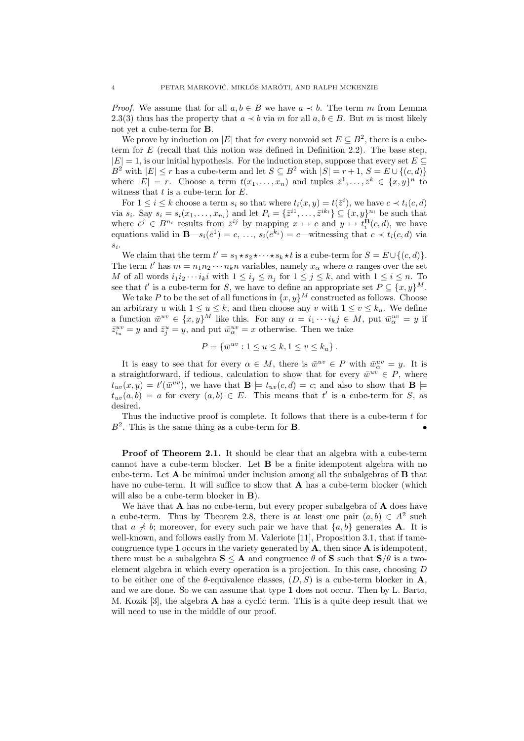*Proof.* We assume that for all $a, b \in B$ we have $a \prec b$. The term $m$ from Lemma 2.3(3) thus has the property that $a \prec b$ via $m$ for all $a, b \in B$. But $m$ is most likely not yet a cube-term for $\mathbf{B}$.

We prove by induction on $|E|$ that for every nonvoid set $E \subseteq B^2$, there is a cube-term for $E$ (recall that this notion was defined in Definition 2.2). The base step, $|E| = 1$, is our initial hypothesis. For the induction step, suppose that every set $E \subseteq B^2$ with $|E| \leq r$ has a cube-term and let $S \subseteq B^2$ with $|S| = r+1$, $S = E \cup \{(c,d)\}$ where $|E| = r$. Choose a term $t(x_1, \ldots, x_n)$ and tuples $\bar{z}^1, \ldots, \bar{z}^k \in \{x, y\}^n$ to witness that $t$ is a cube-term for $E$.

For $1 \leq i \leq k$ choose a term $s_i$ so that where $t_i(x, y) = t(\bar{z}^i)$, we have $c \prec t_i(c, d)$ via $s_i$. Say $s_i = s_i(x_1, \ldots, x_{n_i})$ and let $P_i = \{\bar{z}^{i1}, \ldots, \bar{z}^{ik_i}\} \subseteq \{x, y\}^{n_i}$ be such that where $\bar{e}^j \in B^{n_i}$ results from $\bar{z}^{ij}$ by mapping $x \mapsto c$ and $y \mapsto t_i^{\mathbf{B}}(c, d)$, we have equations valid in $\mathbf{B}$—$s_i(\bar{e}^1) = c$, $\ldots$, $s_i(\bar{e}^{k_i}) = c$—witnessing that $c \prec t_i(c, d)$ via $s_i$.

We claim that the term $t' = s_1 \star s_2 \star \cdots \star s_k \star t$ is a cube-term for $S = E \cup \{(c,d)\}$. The term $t'$ has $m = n_1 n_2 \cdots n_k n$ variables, namely $x_\alpha$ where $\alpha$ ranges over the set $M$ of all words $i_1 i_2 \cdots i_k i$ with $1 \leq i_j \leq n_j$ for $1 \leq j \leq k$, and with $1 \leq i \leq n$. To see that $t'$ is a cube-term for $S$, we have to define an appropriate set $P \subseteq \{x, y\}^M$.

We take $P$ to be the set of all functions in $\{x, y\}^M$ constructed as follows. Choose an arbitrary $u$ with $1 \leq u \leq k$, and then choose any $v$ with $1 \leq v \leq k_u$. We define a function $\bar{w}^{uv} \in \{x, y\}^M$ like this. For any $\alpha = i_1 \cdots i_k j \in M$, put $\bar{w}^{uv}_\alpha = y$ if $\bar{z}^{uv}_{i_u} = y$ and $\bar{z}^u_j = y$, and put $\bar{w}^{uv}_\alpha = x$ otherwise. Then we take

$$P = \{\bar{w}^{uv} : 1 \leq u \leq k, 1 \leq v \leq k_u\}.$$

It is easy to see that for every $\alpha \in M$, there is $\bar{w}^{uv} \in P$ with $\bar{w}^{uv}_\alpha = y$. It is a straightforward, if tedious, calculation to show that for every $\bar{w}^{uv} \in P$, where $t_{uv}(x, y) = t'(\bar{w}^{uv})$, we have that $\mathbf{B} \models t_{uv}(c, d) = c$; and also to show that $\mathbf{B} \models t_{uv}(a, b) = a$ for every $(a, b) \in E$. This means that $t'$ is a cube-term for $S$, as desired.

Thus the inductive proof is complete. It follows that there is a cube-term $t$ for $B^2$. This is the same thing as a cube-term for $\mathbf{B}$. •

**Proof of Theorem 2.1.** It should be clear that an algebra with a cube-term cannot have a cube-term blocker. Let $\mathbf{B}$ be a finite idempotent algebra with no cube-term. Let $\mathbf{A}$ be minimal under inclusion among all the subalgebras of $\mathbf{B}$ that have no cube-term. It will suffice to show that $\mathbf{A}$ has a cube-term blocker (which will also be a cube-term blocker in $\mathbf{B}$).

We have that $\mathbf{A}$ has no cube-term, but every proper subalgebra of $\mathbf{A}$ does have a cube-term. Thus by Theorem 2.8, there is at least one pair $(a, b) \in A^2$ such that $a \not\prec b$; moreover, for every such pair we have that $\{a, b\}$ generates $\mathbf{A}$. It is well-known, and follows easily from M. Valeriote [11], Proposition 3.1, that if tame-congruence type **1** occurs in the variety generated by $\mathbf{A}$, then since $\mathbf{A}$ is idempotent, there must be a subalgebra $\mathbf{S} \leq \mathbf{A}$ and congruence $\theta$ of $\mathbf{S}$ such that $\mathbf{S}/\theta$ is a two-element algebra in which every operation is a projection. In this case, choosing $D$ to be either one of the $\theta$-equivalence classes, $(D, S)$ is a cube-term blocker in $\mathbf{A}$, and we are done. So we can assume that type **1** does not occur. Then by L. Barto, M. Kozik [3], the algebra $\mathbf{A}$ has a cyclic term. This is a quite deep result that we will need to use in the middle of our proof.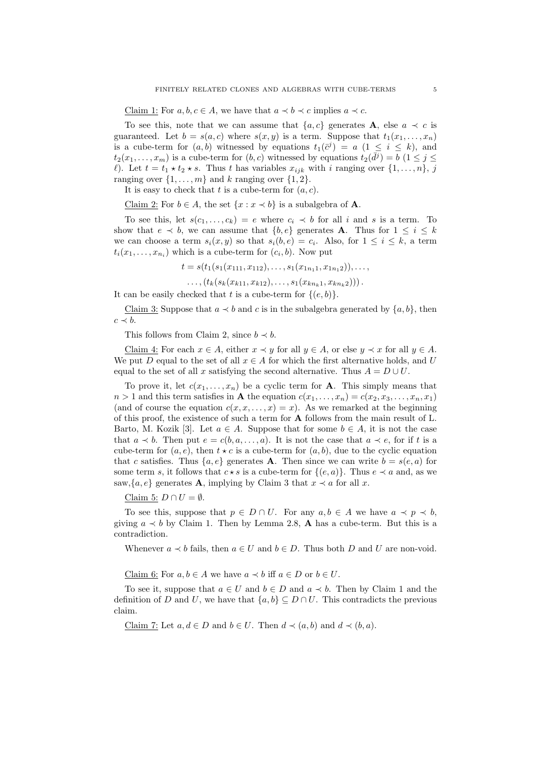Claim 1: For $a, b, c \in A$, we have that $a \prec b \prec c$ implies $a \prec c$.

To see this, note that we can assume that $\{a, c\}$ generates $\mathbf{A}$, else $a \prec c$ is guaranteed. Let $b = s(a, c)$ where $s(x, y)$ is a term. Suppose that $t_1(x_1, \ldots, x_n)$ is a cube-term for $(a, b)$ witnessed by equations $t_1(\bar{c}^i) = a$ $(1 \leq i \leq k)$, and $t_2(x_1, \ldots, x_m)$ is a cube-term for $(b, c)$ witnessed by equations $t_2(\bar{d}^j) = b$ $(1 \leq j \leq \ell)$. Let $t = t_1 \star t_2 \star s$. Thus $t$ has variables $x_{ijk}$ with $i$ ranging over $\{1, \ldots, n\}$, $j$ ranging over $\{1, \ldots, m\}$ and $k$ ranging over $\{1, 2\}$.

It is easy to check that $t$ is a cube-term for $(a, c)$.

Claim 2: For $b \in A$, the set $\{x : x \prec b\}$ is a subalgebra of $\mathbf{A}$.

To see this, let $s(c_1, \ldots, c_k) = e$ where $c_i \prec b$ for all $i$ and $s$ is a term. To show that $e \prec b$, we can assume that $\{b, e\}$ generates $\mathbf{A}$. Thus for $1 \leq i \leq k$ we can choose a term $s_i(x, y)$ so that $s_i(b, e) = c_i$. Also, for $1 \leq i \leq k$, a term $t_i(x_1, \ldots, x_{n_i})$ which is a cube-term for $(c_i, b)$. Now put

$$t = s(t_1(s_1(x_{111}, x_{112}), \ldots, s_1(x_{1n_11}, x_{1n_12})), \ldots,$$
$$\ldots, (t_k(s_k(x_{k11}, x_{k12}), \ldots, s_1(x_{kn_k1}, x_{kn_k2}))).$$

It can be easily checked that $t$ is a cube-term for $\{(e, b)\}$.

Claim 3: Suppose that $a \prec b$ and $c$ is in the subalgebra generated by $\{a, b\}$, then $c \prec b$.

This follows from Claim 2, since $b \prec b$.

Claim 4: For each $x \in A$, either $x \prec y$ for all $y \in A$, or else $y \prec x$ for all $y \in A$. We put $D$ equal to the set of all $x \in A$ for which the first alternative holds, and $U$ equal to the set of all $x$ satisfying the second alternative. Thus $A = D \cup U$.

To prove it, let $c(x_1, \ldots, x_n)$ be a cyclic term for $\mathbf{A}$. This simply means that $n > 1$ and this term satisfies in $\mathbf{A}$ the equation $c(x_1, \ldots, x_n) = c(x_2, x_3, \ldots, x_n, x_1)$ (and of course the equation $c(x, x, \ldots, x) = x$). As we remarked at the beginning of this proof, the existence of such a term for $\mathbf{A}$ follows from the main result of L. Barto, M. Kozik [3]. Let $a \in A$. Suppose that for some $b \in A$, it is not the case that $a \prec b$. Then put $e = c(b, a, \ldots, a)$. It is not the case that $a \prec e$, for if $t$ is a cube-term for $(a, e)$, then $t \star c$ is a cube-term for $(a, b)$, due to the cyclic equation that $c$ satisfies. Thus $\{a, e\}$ generates $\mathbf{A}$. Then since we can write $b = s(e, a)$ for some term $s$, it follows that $c \star s$ is a cube-term for $\{(e, a)\}$. Thus $e \prec a$ and, as we saw, $\{a, e\}$ generates $\mathbf{A}$, implying by Claim 3 that $x \prec a$ for all $x$.

Claim 5: $D \cap U = \emptyset$.

To see this, suppose that $p \in D \cap U$. For any $a, b \in A$ we have $a \prec p \prec b$, giving $a \prec b$ by Claim 1. Then by Lemma 2.8, $\mathbf{A}$ has a cube-term. But this is a contradiction.

Whenever $a \prec b$ fails, then $a \in U$ and $b \in D$. Thus both $D$ and $U$ are non-void.

Claim 6: For $a, b \in A$ we have $a \prec b$ iff $a \in D$ or $b \in U$.

To see it, suppose that $a \in U$ and $b \in D$ and $a \prec b$. Then by Claim 1 and the definition of $D$ and $U$, we have that $\{a, b\} \subseteq D \cap U$. This contradicts the previous claim.

Claim 7: Let $a, d \in D$ and $b \in U$. Then $d \prec (a, b)$ and $d \prec (b, a)$.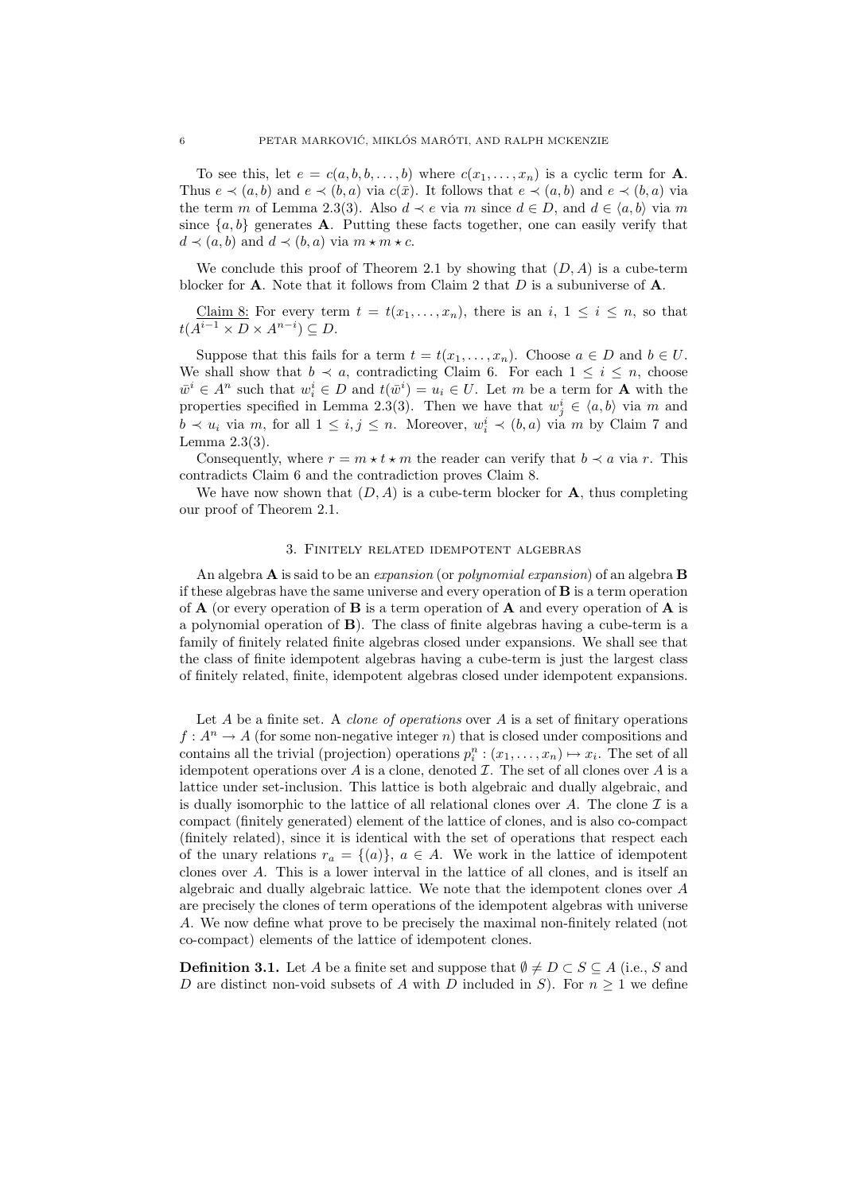To see this, let $e = c(a, b, b, \ldots, b)$ where $c(x_1, \ldots, x_n)$ is a cyclic term for $\mathbf{A}$. Thus $e \prec (a, b)$ and $e \prec (b, a)$ via $c(\bar{x})$. It follows that $e \prec (a, b)$ and $e \prec (b, a)$ via the term $m$ of Lemma 2.3(3). Also $d \prec e$ via $m$ since $d \in D$, and $d \in \langle a, b \rangle$ via $m$ since $\{a, b\}$ generates $\mathbf{A}$. Putting these facts together, one can easily verify that $d \prec (a, b)$ and $d \prec (b, a)$ via $m \star m \star c$.

We conclude this proof of Theorem 2.1 by showing that $(D, A)$ is a cube-term blocker for $\mathbf{A}$. Note that it follows from Claim 2 that $D$ is a subuniverse of $\mathbf{A}$.

Claim 8: For every term $t = t(x_1, \ldots, x_n)$, there is an $i$, $1 \leq i \leq n$, so that $t(A^{i-1} \times D \times A^{n-i}) \subseteq D$.

Suppose that this fails for a term $t = t(x_1, \ldots, x_n)$. Choose $a \in D$ and $b \in U$. We shall show that $b \prec a$, contradicting Claim 6. For each $1 \leq i \leq n$, choose $\bar{w}^i \in A^n$ such that $w_i^i \in D$ and $t(\bar{w}^i) = u_i \in U$. Let $m$ be a term for $\mathbf{A}$ with the properties specified in Lemma 2.3(3). Then we have that $w_j^i \in \langle a, b \rangle$ via $m$ and $b \prec u_i$ via $m$, for all $1 \leq i, j \leq n$. Moreover, $w_i^i \prec (b, a)$ via $m$ by Claim 7 and Lemma 2.3(3).

Consequently, where $r = m \star t \star m$ the reader can verify that $b \prec a$ via $r$. This contradicts Claim 6 and the contradiction proves Claim 8.

We have now shown that $(D, A)$ is a cube-term blocker for $\mathbf{A}$, thus completing our proof of Theorem 2.1.

## 3. Finitely related idempotent algebras

An algebra $\mathbf{A}$ is said to be an *expansion* (or *polynomial expansion*) of an algebra $\mathbf{B}$ if these algebras have the same universe and every operation of $\mathbf{B}$ is a term operation of $\mathbf{A}$ (or every operation of $\mathbf{B}$ is a term operation of $\mathbf{A}$ and every operation of $\mathbf{A}$ is a polynomial operation of $\mathbf{B}$). The class of finite algebras having a cube-term is a family of finitely related finite algebras closed under expansions. We shall see that the class of finite idempotent algebras having a cube-term is just the largest class of finitely related, finite, idempotent algebras closed under idempotent expansions.

Let $A$ be a finite set. A *clone of operations* over $A$ is a set of finitary operations $f : A^n \to A$ (for some non-negative integer $n$) that is closed under compositions and contains all the trivial (projection) operations $p_i^n : (x_1, \ldots, x_n) \mapsto x_i$. The set of all idempotent operations over $A$ is a clone, denoted $\mathcal{I}$. The set of all clones over $A$ is a lattice under set-inclusion. This lattice is both algebraic and dually algebraic, and is dually isomorphic to the lattice of all relational clones over $A$. The clone $\mathcal{I}$ is a compact (finitely generated) element of the lattice of clones, and is also co-compact (finitely related), since it is identical with the set of operations that respect each of the unary relations $r_a = \{(a)\}$, $a \in A$. We work in the lattice of idempotent clones over $A$. This is a lower interval in the lattice of all clones, and is itself an algebraic and dually algebraic lattice. We note that the idempotent clones over $A$ are precisely the clones of term operations of the idempotent algebras with universe $A$. We now define what prove to be precisely the maximal non-finitely related (not co-compact) elements of the lattice of idempotent clones.

**Definition 3.1.** Let $A$ be a finite set and suppose that $\emptyset \neq D \subset S \subseteq A$ (i.e., $S$ and $D$ are distinct non-void subsets of $A$ with $D$ included in $S$). For $n \geq 1$ we define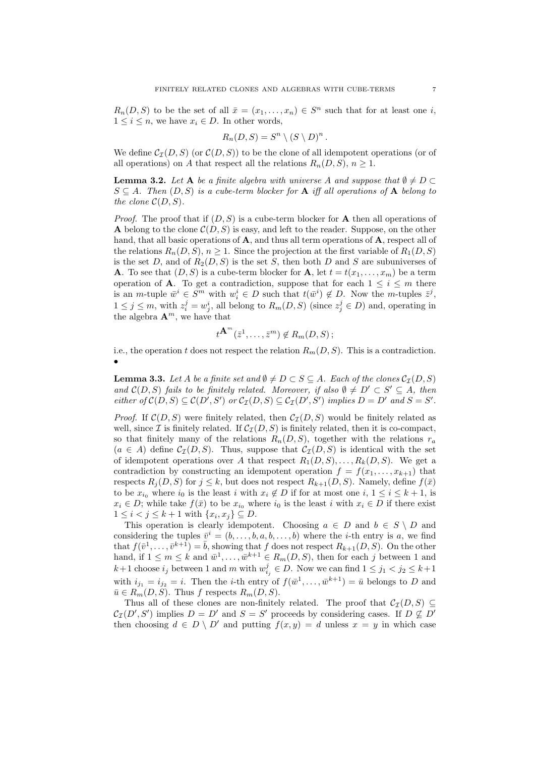$R_n(D,S)$ to be the set of all $\bar{x} = (x_1, \ldots, x_n) \in S^n$ such that for at least one $i$, $1 \le i \le n$, we have $x_i \in D$. In other words,

$$R_n(D,S) = S^n \setminus (S \setminus D)^n \,.$$

We define $\mathcal{C}_{\mathcal{I}}(D,S)$ (or $\mathcal{C}(D,S)$) to be the clone of all idempotent operations (or of all operations) on $A$ that respect all the relations $R_n(D,S)$, $n \ge 1$.

**Lemma 3.2.** *Let $\mathbf{A}$ be a finite algebra with universe $A$ and suppose that $\emptyset \ne D \subset S \subseteq A$. Then $(D,S)$ is a cube-term blocker for $\mathbf{A}$ iff all operations of $\mathbf{A}$ belong to the clone $\mathcal{C}(D,S)$.*

*Proof.* The proof that if $(D,S)$ is a cube-term blocker for $\mathbf{A}$ then all operations of $\mathbf{A}$ belong to the clone $\mathcal{C}(D,S)$ is easy, and left to the reader. Suppose, on the other hand, that all basic operations of $\mathbf{A}$, and thus all term operations of $\mathbf{A}$, respect all of the relations $R_n(D,S)$, $n \ge 1$. Since the projection at the first variable of $R_1(D,S)$ is the set $D$, and of $R_2(D,S)$ is the set $S$, then both $D$ and $S$ are subuniverses of $\mathbf{A}$. To see that $(D,S)$ is a cube-term blocker for $\mathbf{A}$, let $t = t(x_1, \ldots, x_m)$ be a term operation of $\mathbf{A}$. To get a contradiction, suppose that for each $1 \le i \le m$ there is an $m$-tuple $\bar{w}^i \in S^m$ with $w^i_i \in D$ such that $t(\bar{w}^i) \notin D$. Now the $m$-tuples $\bar{z}^j$, $1 \le j \le m$, with $z^j_i = w^i_j$, all belong to $R_m(D,S)$ (since $z^j_j \in D$) and, operating in the algebra $\mathbf{A}^m$, we have that

$$t^{\mathbf{A}^m}(\bar{z}^1, \ldots, \bar{z}^m) \notin R_m(D,S) \,;$$

i.e., the operation $t$ does not respect the relation $R_m(D,S)$. This is a contradiction. •

**Lemma 3.3.** *Let $A$ be a finite set and $\emptyset \ne D \subset S \subseteq A$. Each of the clones $\mathcal{C}_{\mathcal{I}}(D,S)$ and $\mathcal{C}(D,S)$ fails to be finitely related. Moreover, if also $\emptyset \ne D' \subset S' \subseteq A$, then either of $\mathcal{C}(D,S) \subseteq \mathcal{C}(D',S')$ or $\mathcal{C}_{\mathcal{I}}(D,S) \subseteq \mathcal{C}_{\mathcal{I}}(D',S')$ implies $D = D'$ and $S = S'$.*

*Proof.* If $\mathcal{C}(D,S)$ were finitely related, then $\mathcal{C}_{\mathcal{I}}(D,S)$ would be finitely related as well, since $\mathcal{I}$ is finitely related. If $\mathcal{C}_{\mathcal{I}}(D,S)$ is finitely related, then it is co-compact, so that finitely many of the relations $R_n(D,S)$, together with the relations $r_a$ $(a \in A)$ define $\mathcal{C}_{\mathcal{I}}(D,S)$. Thus, suppose that $\mathcal{C}_{\mathcal{I}}(D,S)$ is identical with the set of idempotent operations over $A$ that respect $R_1(D,S), \ldots, R_k(D,S)$. We get a contradiction by constructing an idempotent operation $f = f(x_1, \ldots, x_{k+1})$ that respects $R_j(D,S)$ for $j \le k$, but does not respect $R_{k+1}(D,S)$. Namely, define $f(\bar{x})$ to be $x_{i_0}$ where $i_0$ is the least $i$ with $x_i \notin D$ if for at most one $i$, $1 \le i \le k+1$, is $x_i \in D$; while take $f(\bar{x})$ to be $x_{i_0}$ where $i_0$ is the least $i$ with $x_i \in D$ if there exist $1 \le i < j \le k+1$ with $\{x_i, x_j\} \subseteq D$.

This operation is clearly idempotent. Choosing $a \in D$ and $b \in S \setminus D$ and considering the tuples $\bar{v}^i = (b, \ldots, b, a, b, \ldots, b)$ where the $i$-th entry is $a$, we find that $f(\bar{v}^1, \ldots, \bar{v}^{k+1}) = \bar{b}$, showing that $f$ does not respect $R_{k+1}(D,S)$. On the other hand, if $1 \le m \le k$ and $\bar{w}^1, \ldots, \bar{w}^{k+1} \in R_m(D,S)$, then for each $j$ between 1 and $k+1$ choose $i_j$ between 1 and $m$ with $w^j_{i_j} \in D$. Now we can find $1 \le j_1 < j_2 \le k+1$ with $i_{j_1} = i_{j_2} = i$. Then the $i$-th entry of $f(\bar{w}^1, \ldots, \bar{w}^{k+1}) = \bar{u}$ belongs to $D$ and $\bar{u} \in R_m(D,S)$. Thus $f$ respects $R_m(D,S)$.

Thus all of these clones are non-finitely related. The proof that $\mathcal{C}_{\mathcal{I}}(D,S) \subseteq \mathcal{C}_{\mathcal{I}}(D',S')$ implies $D = D'$ and $S = S'$ proceeds by considering cases. If $D \not\subseteq D'$ then choosing $d \in D \setminus D'$ and putting $f(x,y) = d$ unless $x = y$ in which case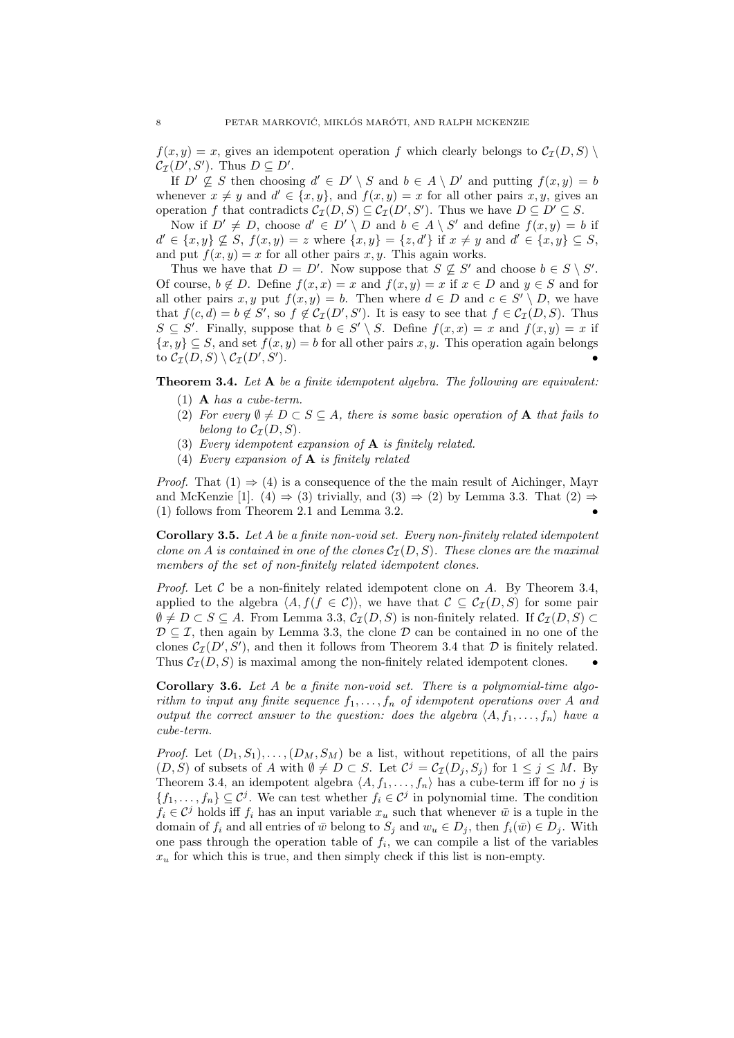$f(x, y) = x$, gives an idempotent operation $f$ which clearly belongs to $\mathcal{C}_{\mathcal{I}}(D, S) \setminus \mathcal{C}_{\mathcal{I}}(D', S')$. Thus $D \subseteq D'$.

If $D' \not\subseteq S$ then choosing $d' \in D' \setminus S$ and $b \in A \setminus D'$ and putting $f(x, y) = b$ whenever $x \neq y$ and $d' \in \{x, y\}$, and $f(x, y) = x$ for all other pairs $x, y$, gives an operation $f$ that contradicts $\mathcal{C}_{\mathcal{I}}(D, S) \subseteq \mathcal{C}_{\mathcal{I}}(D', S')$. Thus we have $D \subseteq D' \subseteq S$.

Now if $D' \neq D$, choose $d' \in D' \setminus D$ and $b \in A \setminus S'$ and define $f(x, y) = b$ if $d' \in \{x, y\} \not\subseteq S$, $f(x, y) = z$ where $\{x, y\} = \{z, d'\}$ if $x \neq y$ and $d' \in \{x, y\} \subseteq S$, and put $f(x, y) = x$ for all other pairs $x, y$. This again works.

Thus we have that $D = D'$. Now suppose that $S \not\subseteq S'$ and choose $b \in S \setminus S'$. Of course, $b \notin D$. Define $f(x, x) = x$ and $f(x, y) = x$ if $x \in D$ and $y \in S$ and for all other pairs $x, y$ put $f(x, y) = b$. Then where $d \in D$ and $c \in S' \setminus D$, we have that $f(c, d) = b \notin S'$, so $f \notin \mathcal{C}_{\mathcal{I}}(D', S')$. It is easy to see that $f \in \mathcal{C}_{\mathcal{I}}(D, S)$. Thus $S \subseteq S'$. Finally, suppose that $b \in S' \setminus S$. Define $f(x, x) = x$ and $f(x, y) = x$ if $\{x, y\} \subseteq S$, and set $f(x, y) = b$ for all other pairs $x, y$. This operation again belongs to $\mathcal{C}_{\mathcal{I}}(D, S) \setminus \mathcal{C}_{\mathcal{I}}(D', S')$. •

**Theorem 3.4.** *Let* $\mathbf{A}$ *be a finite idempotent algebra. The following are equivalent:*

1. $\mathbf{A}$ *has a cube-term.*
2. *For every* $\emptyset \neq D \subset S \subseteq A$*, there is some basic operation of* $\mathbf{A}$ *that fails to belong to* $\mathcal{C}_{\mathcal{I}}(D, S)$.
3. *Every idempotent expansion of* $\mathbf{A}$ *is finitely related.*
4. *Every expansion of* $\mathbf{A}$ *is finitely related*

*Proof.* That (1) $\Rightarrow$ (4) is a consequence of the the main result of Aichinger, Mayr and McKenzie [1]. (4) $\Rightarrow$ (3) trivially, and (3) $\Rightarrow$ (2) by Lemma 3.3. That (2) $\Rightarrow$ (1) follows from Theorem 2.1 and Lemma 3.2. •

**Corollary 3.5.** *Let $A$ be a finite non-void set. Every non-finitely related idempotent clone on $A$ is contained in one of the clones $\mathcal{C}_{\mathcal{I}}(D, S)$. These clones are the maximal members of the set of non-finitely related idempotent clones.*

*Proof.* Let $\mathcal{C}$ be a non-finitely related idempotent clone on $A$. By Theorem 3.4, applied to the algebra $\langle A, f (f \in \mathcal{C})\rangle$, we have that $\mathcal{C} \subseteq \mathcal{C}_{\mathcal{I}}(D, S)$ for some pair $\emptyset \neq D \subset S \subseteq A$. From Lemma 3.3, $\mathcal{C}_{\mathcal{I}}(D, S)$ is non-finitely related. If $\mathcal{C}_{\mathcal{I}}(D, S) \subset \mathcal{D} \subseteq \mathcal{I}$, then again by Lemma 3.3, the clone $\mathcal{D}$ can be contained in no one of the clones $\mathcal{C}_{\mathcal{I}}(D', S')$, and then it follows from Theorem 3.4 that $\mathcal{D}$ is finitely related. Thus $\mathcal{C}_{\mathcal{I}}(D, S)$ is maximal among the non-finitely related idempotent clones. •

**Corollary 3.6.** *Let $A$ be a finite non-void set. There is a polynomial-time algorithm to input any finite sequence $f_1, \ldots, f_n$ of idempotent operations over $A$ and output the correct answer to the question: does the algebra $\langle A, f_1, \ldots, f_n\rangle$ have a cube-term.*

*Proof.* Let $(D_1, S_1), \ldots, (D_M, S_M)$ be a list, without repetitions, of all the pairs $(D, S)$ of subsets of $A$ with $\emptyset \neq D \subset S$. Let $\mathcal{C}^j = \mathcal{C}_{\mathcal{I}}(D_j, S_j)$ for $1 \leq j \leq M$. By Theorem 3.4, an idempotent algebra $\langle A, f_1, \ldots, f_n\rangle$ has a cube-term iff for no $j$ is $\{f_1, \ldots, f_n\} \subseteq \mathcal{C}^j$. We can test whether $f_i \in \mathcal{C}^j$ in polynomial time. The condition $f_i \in \mathcal{C}^j$ holds iff $f_i$ has an input variable $x_u$ such that whenever $\bar{w}$ is a tuple in the domain of $f_i$ and all entries of $\bar{w}$ belong to $S_j$ and $w_u \in D_j$, then $f_i(\bar{w}) \in D_j$. With one pass through the operation table of $f_i$, we can compile a list of the variables $x_u$ for which this is true, and then simply check if this list is non-empty.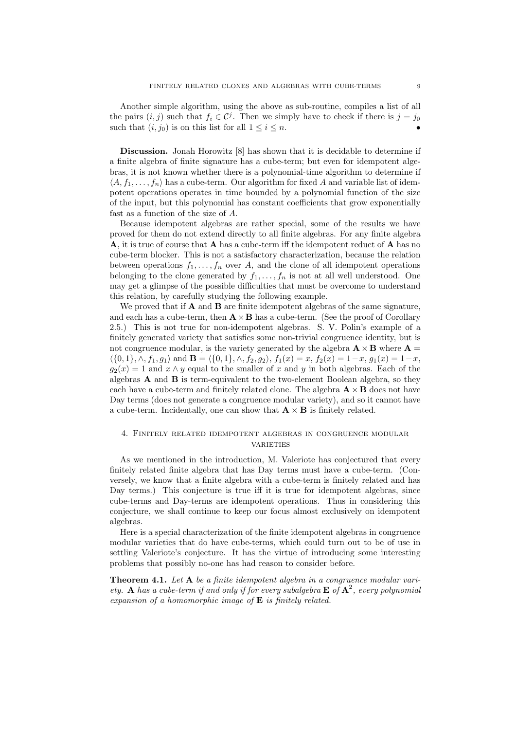Another simple algorithm, using the above as sub-routine, compiles a list of all the pairs $(i, j)$ such that $f_i \in \mathcal{C}^j$. Then we simply have to check if there is $j = j_0$ such that $(i, j_0)$ is on this list for all $1 \leq i \leq n$. •

**Discussion.** Jonah Horowitz [8] has shown that it is decidable to determine if a finite algebra of finite signature has a cube-term; but even for idempotent algebras, it is not known whether there is a polynomial-time algorithm to determine if $\langle A, f_1, \ldots, f_n \rangle$ has a cube-term. Our algorithm for fixed $A$ and variable list of idempotent operations operates in time bounded by a polynomial function of the size of the input, but this polynomial has constant coefficients that grow exponentially fast as a function of the size of $A$.

Because idempotent algebras are rather special, some of the results we have proved for them do not extend directly to all finite algebras. For any finite algebra $\mathbf{A}$, it is true of course that $\mathbf{A}$ has a cube-term iff the idempotent reduct of $\mathbf{A}$ has no cube-term blocker. This is not a satisfactory characterization, because the relation between operations $f_1, \ldots, f_n$ over $A$, and the clone of all idempotent operations belonging to the clone generated by $f_1, \ldots, f_n$ is not at all well understood. One may get a glimpse of the possible difficulties that must be overcome to understand this relation, by carefully studying the following example.

We proved that if $\mathbf{A}$ and $\mathbf{B}$ are finite idempotent algebras of the same signature, and each has a cube-term, then $\mathbf{A} \times \mathbf{B}$ has a cube-term. (See the proof of Corollary 2.5.) This is not true for non-idempotent algebras. S. V. Polin's example of a finitely generated variety that satisfies some non-trivial congruence identity, but is not congruence modular, is the variety generated by the algebra $\mathbf{A} \times \mathbf{B}$ where $\mathbf{A} = \langle \{0, 1\}, \wedge, f_1, g_1 \rangle$ and $\mathbf{B} = \langle \{0, 1\}, \wedge, f_2, g_2 \rangle$, $f_1(x) = x$, $f_2(x) = 1 - x$, $g_1(x) = 1 - x$, $g_2(x) = 1$ and $x \wedge y$ equal to the smaller of $x$ and $y$ in both algebras. Each of the algebras $\mathbf{A}$ and $\mathbf{B}$ is term-equivalent to the two-element Boolean algebra, so they each have a cube-term and finitely related clone. The algebra $\mathbf{A} \times \mathbf{B}$ does not have Day terms (does not generate a congruence modular variety), and so it cannot have a cube-term. Incidentally, one can show that $\mathbf{A} \times \mathbf{B}$ is finitely related.

## 4. Finitely related idempotent algebras in congruence modular varieties

As we mentioned in the introduction, M. Valeriote has conjectured that every finitely related finite algebra that has Day terms must have a cube-term. (Conversely, we know that a finite algebra with a cube-term is finitely related and has Day terms.) This conjecture is true iff it is true for idempotent algebras, since cube-terms and Day-terms are idempotent operations. Thus in considering this conjecture, we shall continue to keep our focus almost exclusively on idempotent algebras.

Here is a special characterization of the finite idempotent algebras in congruence modular varieties that do have cube-terms, which could turn out to be of use in settling Valeriote's conjecture. It has the virtue of introducing some interesting problems that possibly no-one has had reason to consider before.

**Theorem 4.1.** *Let $\mathbf{A}$ be a finite idempotent algebra in a congruence modular variety. $\mathbf{A}$ has a cube-term if and only if for every subalgebra $\mathbf{E}$ of $\mathbf{A}^2$, every polynomial expansion of a homomorphic image of $\mathbf{E}$ is finitely related.*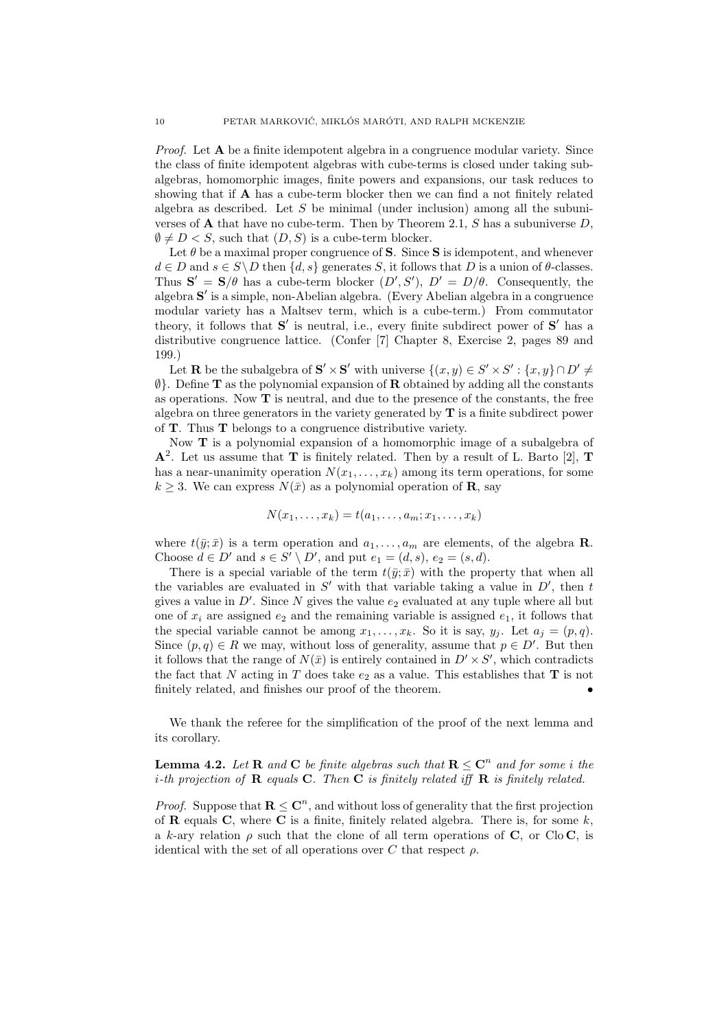*Proof.* Let $\mathbf{A}$ be a finite idempotent algebra in a congruence modular variety. Since the class of finite idempotent algebras with cube-terms is closed under taking subalgebras, homomorphic images, finite powers and expansions, our task reduces to showing that if $\mathbf{A}$ has a cube-term blocker then we can find a not finitely related algebra as described. Let $S$ be minimal (under inclusion) among all the subuniverses of $\mathbf{A}$ that have no cube-term. Then by Theorem 2.1, $S$ has a subuniverse $D$, $\emptyset \neq D < S$, such that $(D, S)$ is a cube-term blocker.

Let $\theta$ be a maximal proper congruence of $\mathbf{S}$. Since $\mathbf{S}$ is idempotent, and whenever $d \in D$ and $s \in S \setminus D$ then $\{d, s\}$ generates $S$, it follows that $D$ is a union of $\theta$-classes. Thus $\mathbf{S}' = \mathbf{S}/\theta$ has a cube-term blocker $(D', S')$, $D' = D/\theta$. Consequently, the algebra $\mathbf{S}'$ is a simple, non-Abelian algebra. (Every Abelian algebra in a congruence modular variety has a Maltsev term, which is a cube-term.) From commutator theory, it follows that $\mathbf{S}'$ is neutral, i.e., every finite subdirect power of $\mathbf{S}'$ has a distributive congruence lattice. (Confer [7] Chapter 8, Exercise 2, pages 89 and 199.)

Let $\mathbf{R}$ be the subalgebra of $\mathbf{S}' \times \mathbf{S}'$ with universe $\{(x, y) \in S' \times S' : \{x, y\} \cap D' \neq \emptyset\}$. Define $\mathbf{T}$ as the polynomial expansion of $\mathbf{R}$ obtained by adding all the constants as operations. Now $\mathbf{T}$ is neutral, and due to the presence of the constants, the free algebra on three generators in the variety generated by $\mathbf{T}$ is a finite subdirect power of $\mathbf{T}$. Thus $\mathbf{T}$ belongs to a congruence distributive variety.

Now $\mathbf{T}$ is a polynomial expansion of a homomorphic image of a subalgebra of $\mathbf{A}^2$. Let us assume that $\mathbf{T}$ is finitely related. Then by a result of L. Barto [2], $\mathbf{T}$ has a near-unanimity operation $N(x_1, \ldots, x_k)$ among its term operations, for some $k \geq 3$. We can express $N(\bar{x})$ as a polynomial operation of $\mathbf{R}$, say

$$N(x_1, \ldots, x_k) = t(a_1, \ldots, a_m; x_1, \ldots, x_k)$$

where $t(\bar{y}; \bar{x})$ is a term operation and $a_1, \ldots, a_m$ are elements, of the algebra $\mathbf{R}$. Choose $d \in D'$ and $s \in S' \setminus D'$, and put $e_1 = (d, s)$, $e_2 = (s, d)$.

There is a special variable of the term $t(\bar{y}; \bar{x})$ with the property that when all the variables are evaluated in $S'$ with that variable taking a value in $D'$, then $t$ gives a value in $D'$. Since $N$ gives the value $e_2$ evaluated at any tuple where all but one of $x_i$ are assigned $e_2$ and the remaining variable is assigned $e_1$, it follows that the special variable cannot be among $x_1, \ldots, x_k$. So it is say, $y_j$. Let $a_j = (p, q)$. Since $(p, q) \in R$ we may, without loss of generality, assume that $p \in D'$. But then it follows that the range of $N(\bar{x})$ is entirely contained in $D' \times S'$, which contradicts the fact that $N$ acting in $T$ does take $e_2$ as a value. This establishes that $\mathbf{T}$ is not finitely related, and finishes our proof of the theorem. •

We thank the referee for the simplification of the proof of the next lemma and its corollary.

**Lemma 4.2.** *Let $\mathbf{R}$ and $\mathbf{C}$ be finite algebras such that $\mathbf{R} \leq \mathbf{C}^n$ and for some $i$ the $i$-th projection of $\mathbf{R}$ equals $\mathbf{C}$. Then $\mathbf{C}$ is finitely related iff $\mathbf{R}$ is finitely related.*

*Proof.* Suppose that $\mathbf{R} \leq \mathbf{C}^n$, and without loss of generality that the first projection of $\mathbf{R}$ equals $\mathbf{C}$, where $\mathbf{C}$ is a finite, finitely related algebra. There is, for some $k$, a $k$-ary relation $\rho$ such that the clone of all term operations of $\mathbf{C}$, or $\operatorname{Clo} \mathbf{C}$, is identical with the set of all operations over $C$ that respect $\rho$.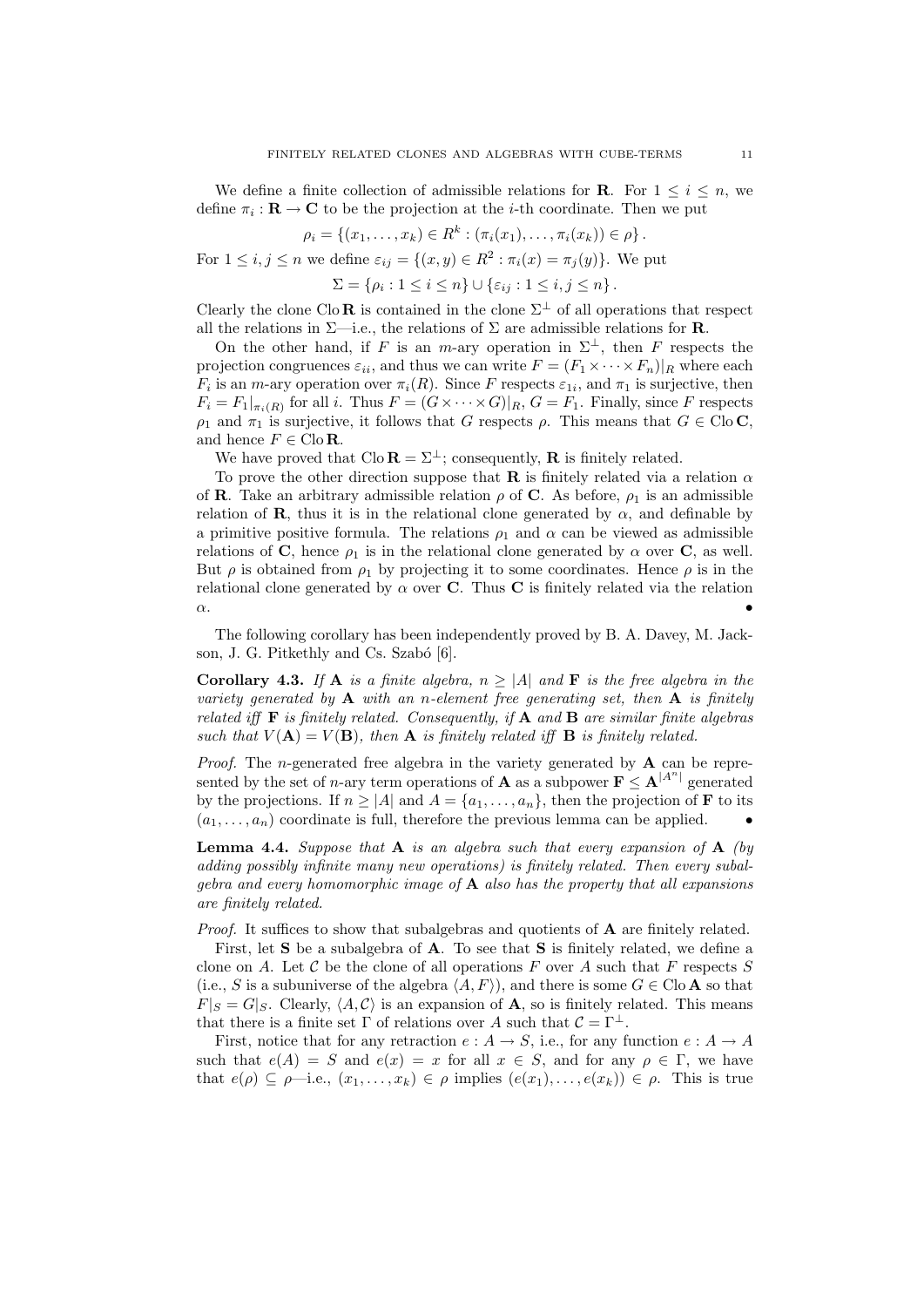We define a finite collection of admissible relations for $\mathbf{R}$. For $1 \leq i \leq n$, we define $\pi_i : \mathbf{R} \to \mathbf{C}$ to be the projection at the $i$-th coordinate. Then we put

$$\rho_i = \{(x_1, \ldots, x_k) \in R^k : (\pi_i(x_1), \ldots, \pi_i(x_k)) \in \rho\}.$$

For $1 \leq i, j \leq n$ we define $\varepsilon_{ij} = \{(x, y) \in R^2 : \pi_i(x) = \pi_j(y)\}$. We put

$$\Sigma = \{\rho_i : 1 \leq i \leq n\} \cup \{\varepsilon_{ij} : 1 \leq i, j \leq n\}.$$

Clearly the clone $\operatorname{Clo} \mathbf{R}$ is contained in the clone $\Sigma^\perp$ of all operations that respect all the relations in $\Sigma$—i.e., the relations of $\Sigma$ are admissible relations for $\mathbf{R}$.

On the other hand, if $F$ is an $m$-ary operation in $\Sigma^\perp$, then $F$ respects the projection congruences $\varepsilon_{ii}$, and thus we can write $F = (F_1 \times \cdots \times F_n)|_R$ where each $F_i$ is an $m$-ary operation over $\pi_i(R)$. Since $F$ respects $\varepsilon_{1i}$, and $\pi_1$ is surjective, then $F_i = F_1|_{\pi_i(R)}$ for all $i$. Thus $F = (G \times \cdots \times G)|_R$, $G = F_1$. Finally, since $F$ respects $\rho_1$ and $\pi_1$ is surjective, it follows that $G$ respects $\rho$. This means that $G \in \operatorname{Clo} \mathbf{C}$, and hence $F \in \operatorname{Clo} \mathbf{R}$.

We have proved that $\operatorname{Clo} \mathbf{R} = \Sigma^\perp$; consequently, $\mathbf{R}$ is finitely related.

To prove the other direction suppose that $\mathbf{R}$ is finitely related via a relation $\alpha$ of $\mathbf{R}$. Take an arbitrary admissible relation $\rho$ of $\mathbf{C}$. As before, $\rho_1$ is an admissible relation of $\mathbf{R}$, thus it is in the relational clone generated by $\alpha$, and definable by a primitive positive formula. The relations $\rho_1$ and $\alpha$ can be viewed as admissible relations of $\mathbf{C}$, hence $\rho_1$ is in the relational clone generated by $\alpha$ over $\mathbf{C}$, as well. But $\rho$ is obtained from $\rho_1$ by projecting it to some coordinates. Hence $\rho$ is in the relational clone generated by $\alpha$ over $\mathbf{C}$. Thus $\mathbf{C}$ is finitely related via the relation $\alpha$. •

The following corollary has been independently proved by B. A. Davey, M. Jackson, J. G. Pitkethly and Cs. Szabó [6].

**Corollary 4.3.** *If $\mathbf{A}$ is a finite algebra, $n \geq |A|$ and $\mathbf{F}$ is the free algebra in the variety generated by $\mathbf{A}$ with an $n$-element free generating set, then $\mathbf{A}$ is finitely related iff $\mathbf{F}$ is finitely related. Consequently, if $\mathbf{A}$ and $\mathbf{B}$ are similar finite algebras such that $V(\mathbf{A}) = V(\mathbf{B})$, then $\mathbf{A}$ is finitely related iff $\mathbf{B}$ is finitely related.*

*Proof.* The $n$-generated free algebra in the variety generated by $\mathbf{A}$ can be represented by the set of $n$-ary term operations of $\mathbf{A}$ as a subpower $\mathbf{F} \leq \mathbf{A}^{|A^n|}$ generated by the projections. If $n \geq |A|$ and $A = \{a_1, \ldots, a_n\}$, then the projection of $\mathbf{F}$ to its $(a_1, \ldots, a_n)$ coordinate is full, therefore the previous lemma can be applied. •

**Lemma 4.4.** *Suppose that $\mathbf{A}$ is an algebra such that every expansion of $\mathbf{A}$ (by adding possibly infinite many new operations) is finitely related. Then every subalgebra and every homomorphic image of $\mathbf{A}$ also has the property that all expansions are finitely related.*

*Proof.* It suffices to show that subalgebras and quotients of $\mathbf{A}$ are finitely related.

First, let $\mathbf{S}$ be a subalgebra of $\mathbf{A}$. To see that $\mathbf{S}$ is finitely related, we define a clone on $A$. Let $\mathcal{C}$ be the clone of all operations $F$ over $A$ such that $F$ respects $S$ (i.e., $S$ is a subuniverse of the algebra $\langle A, F\rangle$), and there is some $G \in \operatorname{Clo} \mathbf{A}$ so that $F|_S = G|_S$. Clearly, $\langle A, \mathcal{C}\rangle$ is an expansion of $\mathbf{A}$, so is finitely related. This means that there is a finite set $\Gamma$ of relations over $A$ such that $\mathcal{C} = \Gamma^\perp$.

First, notice that for any retraction $e : A \to S$, i.e., for any function $e : A \to A$ such that $e(A) = S$ and $e(x) = x$ for all $x \in S$, and for any $\rho \in \Gamma$, we have that $e(\rho) \subseteq \rho$—i.e., $(x_1, \ldots, x_k) \in \rho$ implies $(e(x_1), \ldots, e(x_k)) \in \rho$. This is true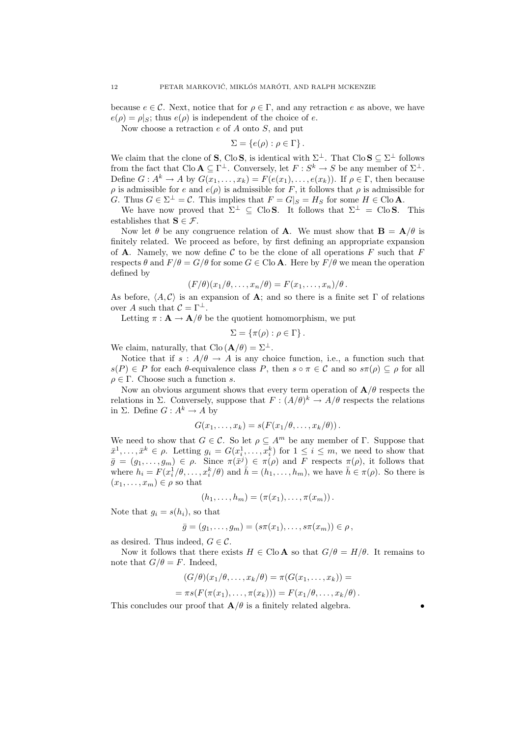because $e \in \mathcal{C}$. Next, notice that for $\rho \in \Gamma$, and any retraction $e$ as above, we have $e(\rho) = \rho|_S$; thus $e(\rho)$ is independent of the choice of $e$.

Now choose a retraction $e$ of $A$ onto $S$, and put

$$\Sigma = \{e(\rho) : \rho \in \Gamma\}.$$

We claim that the clone of $\mathbf{S}$, $\operatorname{Clo} \mathbf{S}$, is identical with $\Sigma^\perp$. That $\operatorname{Clo} \mathbf{S} \subseteq \Sigma^\perp$ follows from the fact that $\operatorname{Clo} \mathbf{A} \subseteq \Gamma^\perp$. Conversely, let $F : S^k \to S$ be any member of $\Sigma^\perp$. Define $G : A^k \to A$ by $G(x_1, \ldots, x_k) = F(e(x_1), \ldots, e(x_k))$. If $\rho \in \Gamma$, then because $\rho$ is admissible for $e$ and $e(\rho)$ is admissible for $F$, it follows that $\rho$ is admissible for $G$. Thus $G \in \Sigma^\perp = \mathcal{C}$. This implies that $F = G|_S = H_S$ for some $H \in \operatorname{Clo} \mathbf{A}$.

We have now proved that $\Sigma^\perp \subseteq \operatorname{Clo} \mathbf{S}$. It follows that $\Sigma^\perp = \operatorname{Clo} \mathbf{S}$. This establishes that $\mathbf{S} \in \mathcal{F}$.

Now let $\theta$ be any congruence relation of $\mathbf{A}$. We must show that $\mathbf{B} = \mathbf{A}/\theta$ is finitely related. We proceed as before, by first defining an appropriate expansion of $\mathbf{A}$. Namely, we now define $\mathcal{C}$ to be the clone of all operations $F$ such that $F$ respects $\theta$ and $F/\theta = G/\theta$ for some $G \in \operatorname{Clo} \mathbf{A}$. Here by $F/\theta$ we mean the operation defined by

$$(F/\theta)(x_1/\theta, \ldots, x_n/\theta) = F(x_1, \ldots, x_n)/\theta\,.$$

As before, $\langle A, \mathcal{C}\rangle$ is an expansion of $\mathbf{A}$; and so there is a finite set $\Gamma$ of relations over $A$ such that $\mathcal{C} = \Gamma^\perp$.

Letting $\pi : \mathbf{A} \to \mathbf{A}/\theta$ be the quotient homomorphism, we put

$$\Sigma = \{\pi(\rho) : \rho \in \Gamma\}.$$

We claim, naturally, that $\operatorname{Clo}(\mathbf{A}/\theta) = \Sigma^\perp$.

Notice that if $s : A/\theta \to A$ is any choice function, i.e., a function such that $s(P) \in P$ for each $\theta$-equivalence class $P$, then $s \circ \pi \in \mathcal{C}$ and so $s\pi(\rho) \subseteq \rho$ for all $\rho \in \Gamma$. Choose such a function $s$.

Now an obvious argument shows that every term operation of $\mathbf{A}/\theta$ respects the relations in $\Sigma$. Conversely, suppose that $F : (A/\theta)^k \to A/\theta$ respects the relations in $\Sigma$. Define $G : A^k \to A$ by

$$G(x_1, \ldots, x_k) = s(F(x_1/\theta, \ldots, x_k/\theta))\,.$$

We need to show that $G \in \mathcal{C}$. So let $\rho \subseteq A^m$ be any member of $\Gamma$. Suppose that $\bar{x}^1, \ldots, \bar{x}^k \in \rho$. Letting $g_i = G(x_i^1, \ldots, x_i^k)$ for $1 \le i \le m$, we need to show that $\bar{g} = (g_1, \ldots, g_m) \in \rho$. Since $\pi(\bar{x}^j) \in \pi(\rho)$ and $F$ respects $\pi(\rho)$, it follows that where $h_i = F(x_i^1/\theta, \ldots, x_i^k/\theta)$ and $\bar{h} = (h_1, \ldots, h_m)$, we have $\bar{h} \in \pi(\rho)$. So there is $(x_1, \ldots, x_m) \in \rho$ so that

$$(h_1, \ldots, h_m) = (\pi(x_1), \ldots, \pi(x_m))\,.$$

Note that $g_i = s(h_i)$, so that

$$\bar{g} = (g_1, \ldots, g_m) = (s\pi(x_1), \ldots, s\pi(x_m)) \in \rho\,,$$

as desired. Thus indeed, $G \in \mathcal{C}$.

Now it follows that there exists $H \in \operatorname{Clo} \mathbf{A}$ so that $G/\theta = H/\theta$. It remains to note that $G/\theta = F$. Indeed,

$$(G/\theta)(x_1/\theta, \ldots, x_k/\theta) = \pi(G(x_1, \ldots, x_k)) =$$

$$= \pi s(F(\pi(x_1), \ldots, \pi(x_k))) = F(x_1/\theta, \ldots, x_k/\theta)\,.$$

This concludes our proof that $\mathbf{A}/\theta$ is a finitely related algebra. •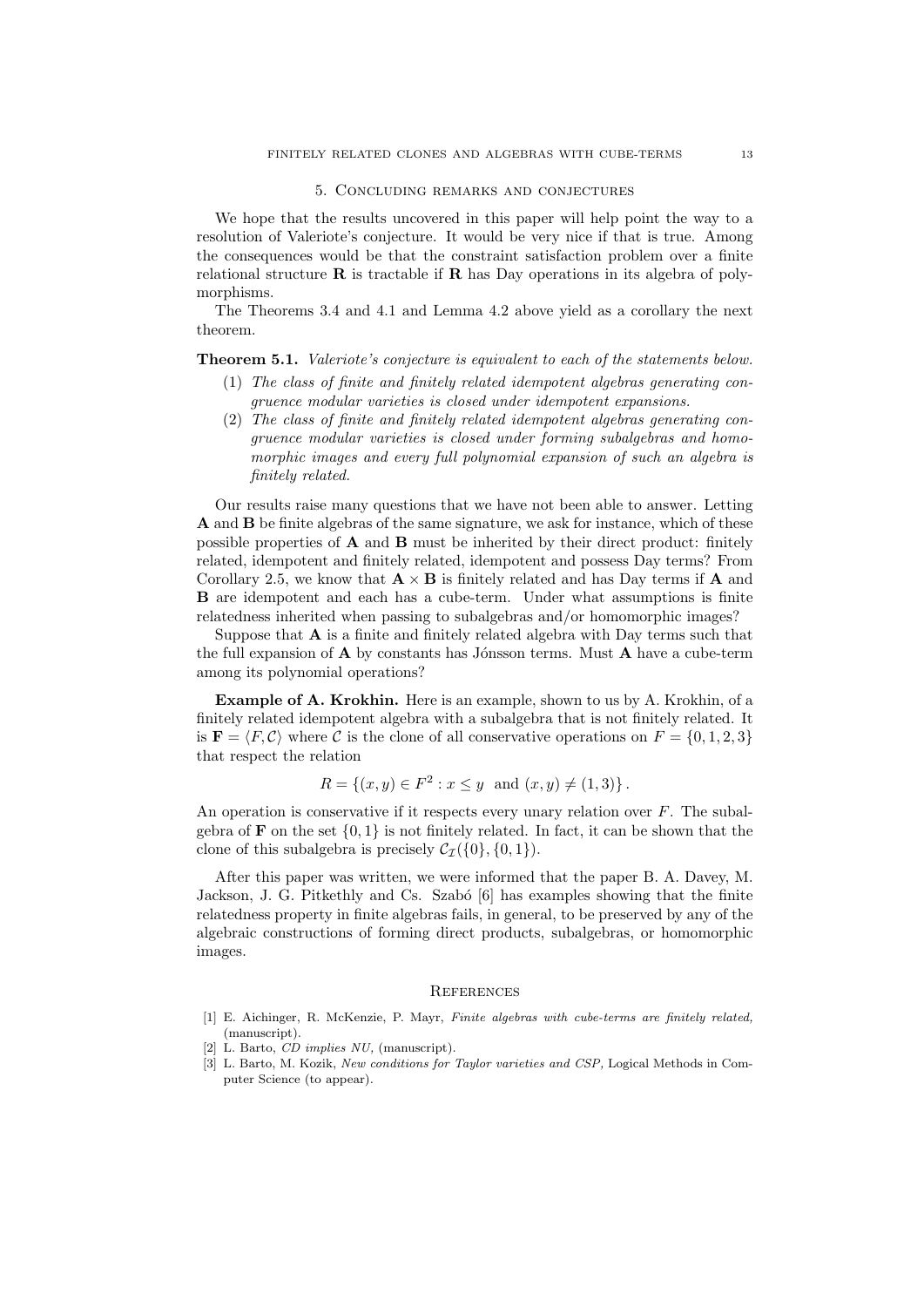## 5. Concluding remarks and conjectures

We hope that the results uncovered in this paper will help point the way to a resolution of Valeriote's conjecture. It would be very nice if that is true. Among the consequences would be that the constraint satisfaction problem over a finite relational structure $\mathbf{R}$ is tractable if $\mathbf{R}$ has Day operations in its algebra of polymorphisms.

The Theorems 3.4 and 4.1 and Lemma 4.2 above yield as a corollary the next theorem.

**Theorem 5.1.** *Valeriote's conjecture is equivalent to each of the statements below.*

1. *The class of finite and finitely related idempotent algebras generating congruence modular varieties is closed under idempotent expansions.*
2. *The class of finite and finitely related idempotent algebras generating congruence modular varieties is closed under forming subalgebras and homomorphic images and every full polynomial expansion of such an algebra is finitely related.*

Our results raise many questions that we have not been able to answer. Letting $\mathbf{A}$ and $\mathbf{B}$ be finite algebras of the same signature, we ask for instance, which of these possible properties of $\mathbf{A}$ and $\mathbf{B}$ must be inherited by their direct product: finitely related, idempotent and finitely related, idempotent and possess Day terms? From Corollary 2.5, we know that $\mathbf{A} \times \mathbf{B}$ is finitely related and has Day terms if $\mathbf{A}$ and $\mathbf{B}$ are idempotent and each has a cube-term. Under what assumptions is finite relatedness inherited when passing to subalgebras and/or homomorphic images?

Suppose that $\mathbf{A}$ is a finite and finitely related algebra with Day terms such that the full expansion of $\mathbf{A}$ by constants has Jónsson terms. Must $\mathbf{A}$ have a cube-term among its polynomial operations?

**Example of A. Krokhin.** Here is an example, shown to us by A. Krokhin, of a finitely related idempotent algebra with a subalgebra that is not finitely related. It is $\mathbf{F} = \langle F, \mathcal{C} \rangle$ where $\mathcal{C}$ is the clone of all conservative operations on $F = \{0, 1, 2, 3\}$ that respect the relation

$$R = \{(x, y) \in F^2 : x \leq y \text{ and } (x, y) \neq (1, 3)\}.$$

An operation is conservative if it respects every unary relation over $F$. The subalgebra of $\mathbf{F}$ on the set $\{0, 1\}$ is not finitely related. In fact, it can be shown that the clone of this subalgebra is precisely $\mathcal{C}_{\mathcal{I}}(\{0\}, \{0, 1\})$.

After this paper was written, we were informed that the paper B. A. Davey, M. Jackson, J. G. Pitkethly and Cs. Szabó [6] has examples showing that the finite relatedness property in finite algebras fails, in general, to be preserved by any of the algebraic constructions of forming direct products, subalgebras, or homomorphic images.

## References

[1] E. Aichinger, R. McKenzie, P. Mayr, *Finite algebras with cube-terms are finitely related,* (manuscript).

[2] L. Barto, *CD implies NU,* (manuscript).

[3] L. Barto, M. Kozik, *New conditions for Taylor varieties and CSP,* Logical Methods in Computer Science (to appear).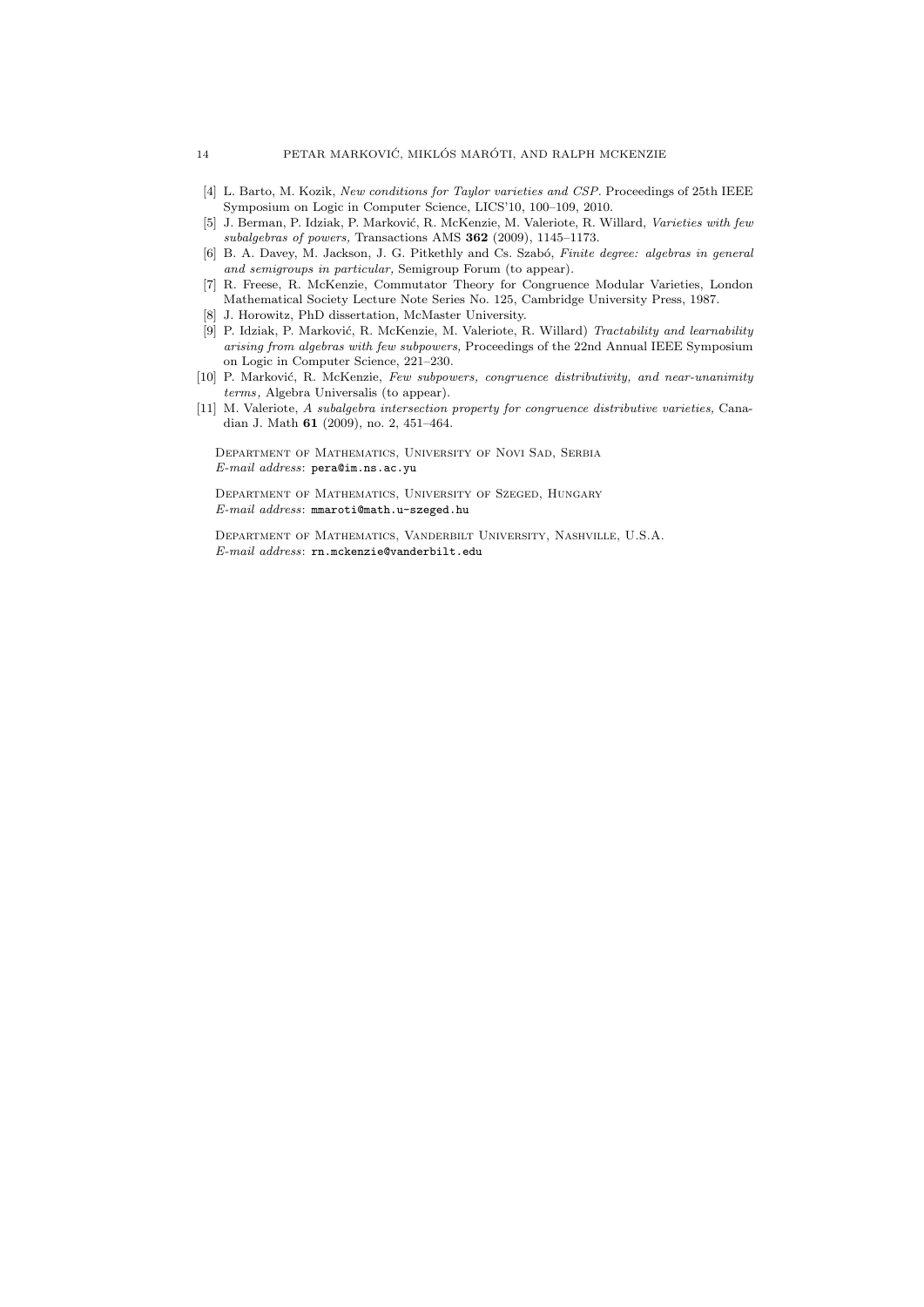[4] L. Barto, M. Kozik, *New conditions for Taylor varieties and CSP*. Proceedings of 25th IEEE Symposium on Logic in Computer Science, LICS'10, 100–109, 2010.

[5] J. Berman, P. Idziak, P. Marković, R. McKenzie, M. Valeriote, R. Willard, *Varieties with few subalgebras of powers,* Transactions AMS **362** (2009), 1145–1173.

[6] B. A. Davey, M. Jackson, J. G. Pitkethly and Cs. Szabó, *Finite degree: algebras in general and semigroups in particular,* Semigroup Forum (to appear).

[7] R. Freese, R. McKenzie, Commutator Theory for Congruence Modular Varieties, London Mathematical Society Lecture Note Series No. 125, Cambridge University Press, 1987.

[8] J. Horowitz, PhD dissertation, McMaster University.

[9] P. Idziak, P. Marković, R. McKenzie, M. Valeriote, R. Willard) *Tractability and learnability arising from algebras with few subpowers,* Proceedings of the 22nd Annual IEEE Symposium on Logic in Computer Science, 221–230.

[10] P. Marković, R. McKenzie, *Few subpowers, congruence distributivity, and near-unanimity terms,* Algebra Universalis (to appear).

[11] M. Valeriote, *A subalgebra intersection property for congruence distributive varieties,* Canadian J. Math **61** (2009), no. 2, 451–464.

Department of Mathematics, University of Novi Sad, Serbia
*E-mail address*: pera@im.ns.ac.yu

Department of Mathematics, University of Szeged, Hungary
*E-mail address*: mmaroti@math.u-szeged.hu

Department of Mathematics, Vanderbilt University, Nashville, U.S.A.
*E-mail address*: rn.mckenzie@vanderbilt.edu